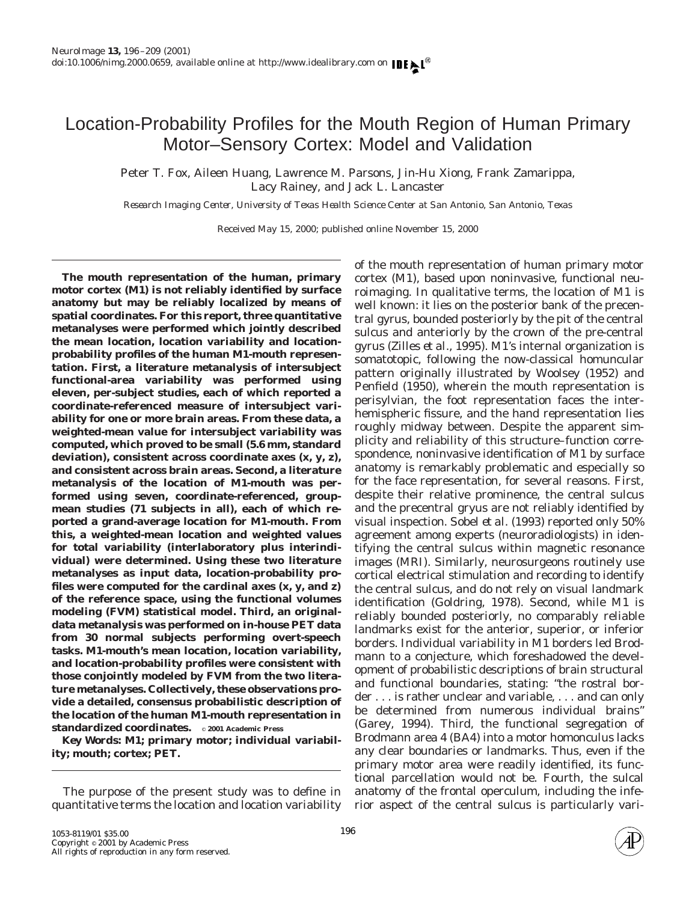# Location-Probability Profiles for the Mouth Region of Human Primary Motor–Sensory Cortex: Model and Validation

Peter T. Fox, Aileen Huang, Lawrence M. Parsons, Jin-Hu Xiong, Frank Zamarippa, Lacy Rainey, and Jack L. Lancaster

*Research Imaging Center, University of Texas Health Science Center at San Antonio, San Antonio, Texas*

Received May 15, 2000; published online November 15, 2000

**The mouth representation of the human, primary motor cortex (M1) is not reliably identified by surface anatomy but may be reliably localized by means of spatial coordinates. For this report, three quantitative metanalyses were performed which jointly described the mean location, location variability and location-probability profiles of the human M1-mouth representation. First, a literature metanalysis of intersubject functional-area variability was performed using eleven, per-subject studies, each of which reported a coordinate-referenced measure of intersubject variability for one or more brain areas. From these data, a weighted-mean value for intersubject variability was computed, which proved to be small (5.6 mm, standard deviation), consistent across coordinate axes (x, y, z), and consistent across brain areas. Second, a literature metanalysis of the location of M1-mouth was performed using seven, coordinate-referenced, group-mean studies (71 subjects in all), each of which reported a grand-average location for M1-mouth. From this, a weighted-mean location and weighted values for total variability (interlaboratory plus interindividual) were determined. Using these two literature metanalyses as input data, location-probability profiles were computed for the cardinal axes (x, y, and z) of the reference space, using the functional volumes modeling (FVM) statistical model. Third, an original-data metanalysis was performed on in-house PET data from 30 normal subjects performing overt-speech tasks. M1-mouth's mean location, location variability, and location-probability profiles were consistent with those conjointly modeled by FVM from the two literature metanalyses. Collectively, these observations provide a detailed, consensus probabilistic description of the location of the human M1-mouth representation in standardized coordinates.** © 2001 Academic Press

***Key Words:*** **M1; primary motor; individual variability; mouth; cortex; PET.**

The purpose of the present study was to define in quantitative terms the location and location variability of the mouth representation of human primary motor cortex (M1), based upon noninvasive, functional neuroimaging. In qualitative terms, the location of M1 is well known: it lies on the posterior bank of the precentral gyrus, bounded posteriorly by the pit of the central sulcus and anteriorly by the crown of the pre-central gyrus (Zilles *et al.*, 1995). M1's internal organization is somatotopic, following the now-classical homuncular pattern originally illustrated by Woolsey (1952) and Penfield (1950), wherein the mouth representation is perisylvian, the foot representation faces the interhemispheric fissure, and the hand representation lies roughly midway between. Despite the apparent simplicity and reliability of this structure–function correspondence, noninvasive identification of M1 by surface anatomy is remarkably problematic and especially so for the face representation, for several reasons. First, despite their relative prominence, the central sulcus and the precentral gryus are not reliably identified by visual inspection. Sobel *et al.* (1993) reported only 50% agreement among experts (neuroradiologists) in identifying the central sulcus within magnetic resonance images (MRI). Similarly, neurosurgeons routinely use cortical electrical stimulation and recording to identify the central sulcus, and do not rely on visual landmark identification (Goldring, 1978). Second, while M1 is reliably bounded posteriorly, no comparably reliable landmarks exist for the anterior, superior, or inferior borders. Individual variability in M1 borders led Brodmann to a conjecture, which foreshadowed the development of probabilistic descriptions of brain structural and functional boundaries, stating: "the rostral border . . . is rather unclear and variable, . . . and can only be determined from numerous individual brains" (Garey, 1994). Third, the functional segregation of Brodmann area 4 (BA4) into a motor homonculus lacks any clear boundaries or landmarks. Thus, even if the primary motor area were readily identified, its functional parcellation would not be. Fourth, the sulcal anatomy of the frontal operculum, including the inferior aspect of the central sulcus is particularly vari-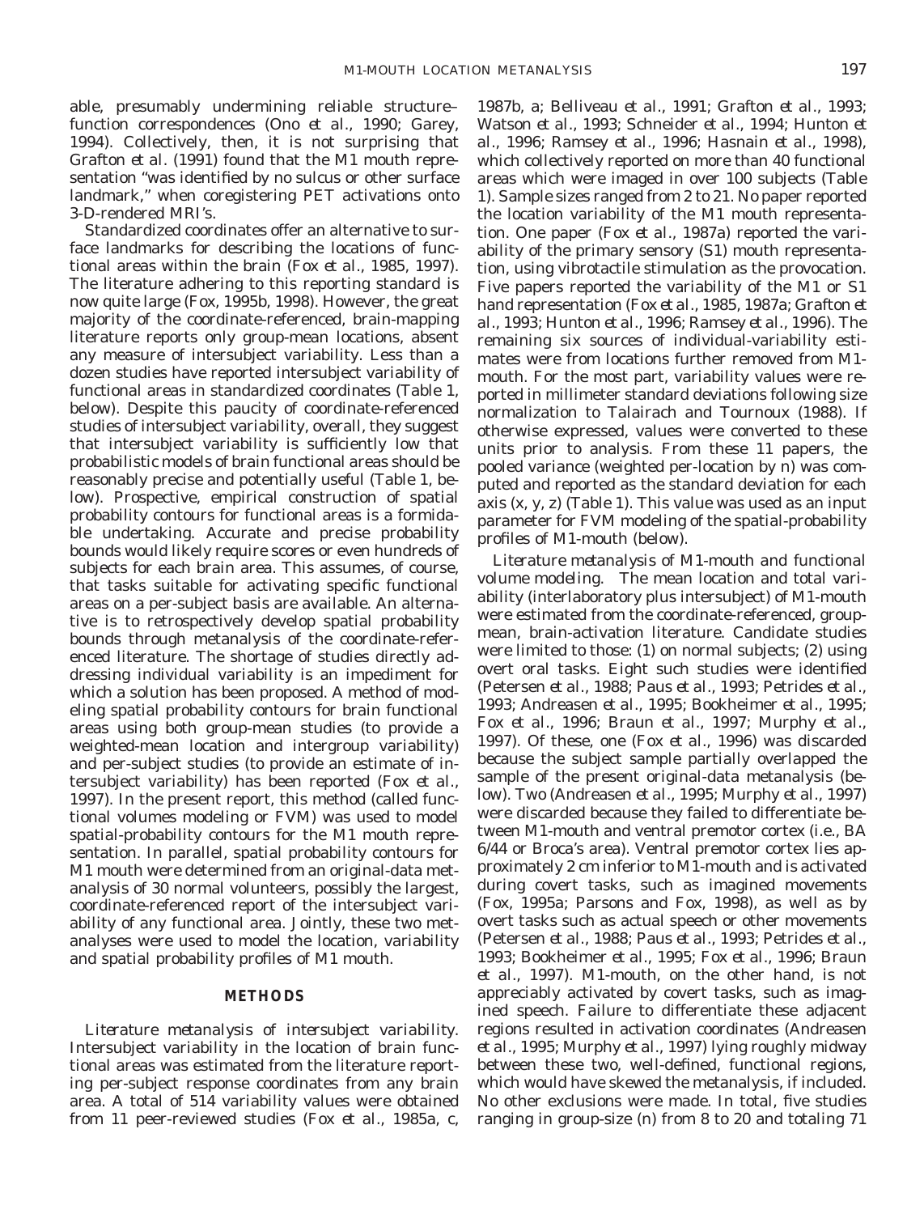able, presumably undermining reliable structure–function correspondences (Ono *et al.*, 1990; Garey, 1994). Collectively, then, it is not surprising that Grafton *et al.* (1991) found that the M1 mouth representation "was identified by no sulcus or other surface landmark," when coregistering PET activations onto 3-D-rendered MRI's.

Standardized coordinates offer an alternative to surface landmarks for describing the locations of functional areas within the brain (Fox *et al.*, 1985, 1997). The literature adhering to this reporting standard is now quite large (Fox, 1995b, 1998). However, the great majority of the coordinate-referenced, brain-mapping literature reports only group-mean locations, absent any measure of intersubject variability. Less than a dozen studies have reported intersubject variability of functional areas in standardized coordinates (Table 1, below). Despite this paucity of coordinate-referenced studies of intersubject variability, overall, they suggest that intersubject variability is sufficiently low that probabilistic models of brain functional areas should be reasonably precise and potentially useful (Table 1, below). Prospective, empirical construction of spatial probability contours for functional areas is a formidable undertaking. Accurate and precise probability bounds would likely require scores or even hundreds of subjects for each brain area. This assumes, of course, that tasks suitable for activating specific functional areas on a per-subject basis are available. An alternative is to retrospectively develop spatial probability bounds through metanalysis of the coordinate-referenced literature. The shortage of studies directly addressing individual variability is an impediment for which a solution has been proposed. A method of modeling spatial probability contours for brain functional areas using both group-mean studies (to provide a weighted-mean location and intergroup variability) and per-subject studies (to provide an estimate of intersubject variability) has been reported (Fox *et al.*, 1997). In the present report, this method (called functional volumes modeling or FVM) was used to model spatial-probability contours for the M1 mouth representation. In parallel, spatial probability contours for M1 mouth were determined from an original-data metanalysis of 30 normal volunteers, possibly the largest, coordinate-referenced report of the intersubject variability of any functional area. Jointly, these two metanalyses were used to model the location, variability and spatial probability profiles of M1 mouth.

## METHODS

*Literature metanalysis of intersubject variability.* Intersubject variability in the location of brain functional areas was estimated from the literature reporting per-subject response coordinates from any brain area. A total of 514 variability values were obtained from 11 peer-reviewed studies (Fox *et al.*, 1985a, c, 1987b, a; Belliveau *et al.*, 1991; Grafton *et al.*, 1993; Watson *et al.*, 1993; Schneider *et al.*, 1994; Hunton *et al.*, 1996; Ramsey *et al.*, 1996; Hasnain *et al.*, 1998), which collectively reported on more than 40 functional areas which were imaged in over 100 subjects (Table 1). Sample sizes ranged from 2 to 21. No paper reported the location variability of the M1 mouth representation. One paper (Fox *et al.*, 1987a) reported the variability of the primary sensory (S1) mouth representation, using vibrotactile stimulation as the provocation. Five papers reported the variability of the M1 or S1 hand representation (Fox *et al.*, 1985, 1987a; Grafton *et al.*, 1993; Hunton *et al.*, 1996; Ramsey *et al.*, 1996). The remaining six sources of individual-variability estimates were from locations further removed from M1-mouth. For the most part, variability values were reported in millimeter standard deviations following size normalization to Talairach and Tournoux (1988). If otherwise expressed, values were converted to these units prior to analysis. From these 11 papers, the pooled variance (weighted per-location by n) was computed and reported as the standard deviation for each axis (x, y, z) (Table 1). This value was used as an input parameter for FVM modeling of the spatial-probability profiles of M1-mouth (below).

*Literature metanalysis of M1-mouth and functional volume modeling.* The mean location and total variability (interlaboratory plus intersubject) of M1-mouth were estimated from the coordinate-referenced, group-mean, brain-activation literature. Candidate studies were limited to those: (1) on normal subjects; (2) using overt oral tasks. Eight such studies were identified (Petersen *et al.*, 1988; Paus *et al.*, 1993; Petrides *et al.*, 1993; Andreasen *et al.*, 1995; Bookheimer *et al.*, 1995; Fox *et al.*, 1996; Braun *et al.*, 1997; Murphy *et al.*, 1997). Of these, one (Fox *et al.*, 1996) was discarded because the subject sample partially overlapped the sample of the present original-data metanalysis (below). Two (Andreasen *et al.*, 1995; Murphy *et al.*, 1997) were discarded because they failed to differentiate between M1-mouth and ventral premotor cortex (i.e., BA 6/44 or Broca's area). Ventral premotor cortex lies approximately 2 cm inferior to M1-mouth and is activated during covert tasks, such as imagined movements (Fox, 1995a; Parsons and Fox, 1998), as well as by overt tasks such as actual speech or other movements (Petersen *et al.*, 1988; Paus *et al.*, 1993; Petrides *et al.*, 1993; Bookheimer *et al.*, 1995; Fox *et al.*, 1996; Braun *et al.*, 1997). M1-mouth, on the other hand, is not appreciably activated by covert tasks, such as imagined speech. Failure to differentiate these adjacent regions resulted in activation coordinates (Andreasen *et al.*, 1995; Murphy *et al.*, 1997) lying roughly midway between these two, well-defined, functional regions, which would have skewed the metanalysis, if included. No other exclusions were made. In total, five studies ranging in group-size (n) from 8 to 20 and totaling 71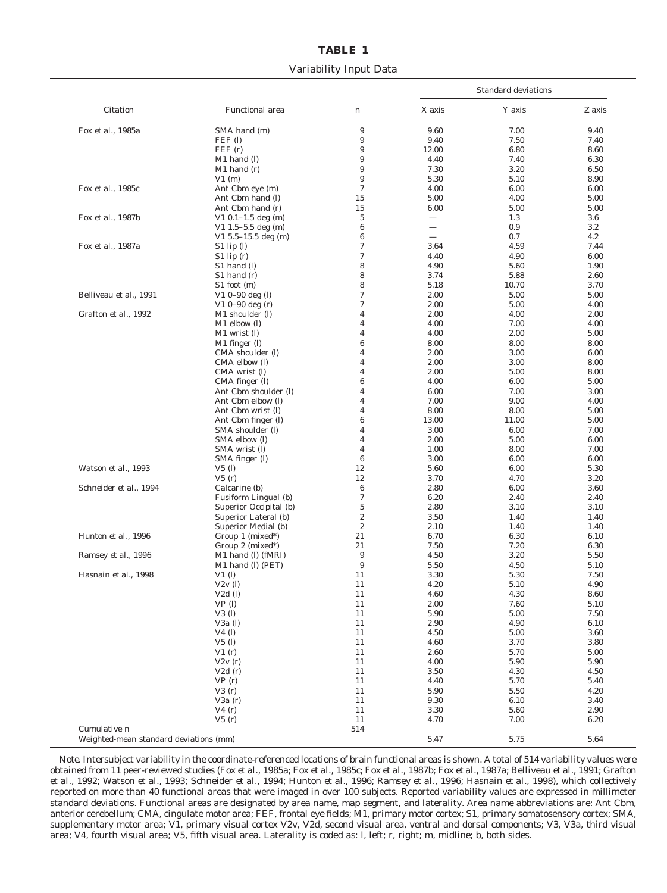**TABLE 1**

Variability Input Data

| Citation | Functional area | n | Standard deviations X axis | Y axis | Z axis |
|---|---|---|---|---|---|
| Fox *et al.*, 1985a | SMA hand (m) | 9 | 9.60 | 7.00 | 9.40 |
| | FEF (l) | 9 | 9.40 | 7.50 | 7.40 |
| | FEF (r) | 9 | 12.00 | 6.80 | 8.60 |
| | M1 hand (l) | 9 | 4.40 | 7.40 | 6.30 |
| | M1 hand (r) | 9 | 7.30 | 3.20 | 6.50 |
| | V1 (m) | 9 | 5.30 | 5.10 | 8.90 |
| Fox *et al.*, 1985c | Ant Cbm eye (m) | 7 | 4.00 | 6.00 | 6.00 |
| | Ant Cbm hand (l) | 15 | 5.00 | 4.00 | 5.00 |
| | Ant Cbm hand (r) | 15 | 6.00 | 5.00 | 5.00 |
| Fox *et al.*, 1987b | V1 0.1–1.5 deg (m) | 5 | — | 1.3 | 3.6 |
| | V1 1.5–5.5 deg (m) | 6 | — | 0.9 | 3.2 |
| | V1 5.5–15.5 deg (m) | 6 | — | 0.7 | 4.2 |
| Fox *et al.*, 1987a | S1 lip (l) | 7 | 3.64 | 4.59 | 7.44 |
| | S1 lip (r) | 7 | 4.40 | 4.90 | 6.00 |
| | S1 hand (l) | 8 | 4.90 | 5.60 | 1.90 |
| | S1 hand (r) | 8 | 3.74 | 5.88 | 2.60 |
| | S1 foot (m) | 8 | 5.18 | 10.70 | 3.70 |
| Belliveau *et al.*, 1991 | V1 0–90 deg (l) | 7 | 2.00 | 5.00 | 5.00 |
| | V1 0–90 deg (r) | 7 | 2.00 | 5.00 | 4.00 |
| Grafton *et al.*, 1992 | M1 shoulder (l) | 4 | 2.00 | 4.00 | 2.00 |
| | M1 elbow (l) | 4 | 4.00 | 7.00 | 4.00 |
| | M1 wrist (l) | 4 | 4.00 | 2.00 | 5.00 |
| | M1 finger (l) | 6 | 8.00 | 8.00 | 8.00 |
| | CMA shoulder (l) | 4 | 2.00 | 3.00 | 6.00 |
| | CMA elbow (l) | 4 | 2.00 | 3.00 | 8.00 |
| | CMA wrist (l) | 4 | 2.00 | 5.00 | 8.00 |
| | CMA finger (l) | 6 | 4.00 | 6.00 | 5.00 |
| | Ant Cbm shoulder (l) | 4 | 6.00 | 7.00 | 3.00 |
| | Ant Cbm elbow (l) | 4 | 7.00 | 9.00 | 4.00 |
| | Ant Cbm wrist (l) | 4 | 8.00 | 8.00 | 5.00 |
| | Ant Cbm finger (l) | 6 | 13.00 | 11.00 | 5.00 |
| | SMA shoulder (l) | 4 | 3.00 | 6.00 | 7.00 |
| | SMA elbow (l) | 4 | 2.00 | 5.00 | 6.00 |
| | SMA wrist (l) | 4 | 1.00 | 8.00 | 7.00 |
| | SMA finger (l) | 6 | 3.00 | 6.00 | 6.00 |
| Watson *et al.*, 1993 | V5 (l) | 12 | 5.60 | 6.00 | 5.30 |
| | V5 (r) | 12 | 3.70 | 4.70 | 3.20 |
| Schneider *et al.*, 1994 | Calcarine (b) | 6 | 2.80 | 6.00 | 3.60 |
| | Fusiform Lingual (b) | 7 | 6.20 | 2.40 | 2.40 |
| | Superior Occipital (b) | 5 | 2.80 | 3.10 | 3.10 |
| | Superior Lateral (b) | 2 | 3.50 | 1.40 | 1.40 |
| | Superior Medial (b) | 2 | 2.10 | 1.40 | 1.40 |
| Hunton *et al.*, 1996 | Group 1 (mixed*) | 21 | 6.70 | 6.30 | 6.10 |
| | Group 2 (mixed*) | 21 | 7.50 | 7.20 | 6.30 |
| Ramsey *et al.*, 1996 | M1 hand (l) (fMRI) | 9 | 4.50 | 3.20 | 5.50 |
| | M1 hand (l) (PET) | 9 | 5.50 | 4.50 | 5.10 |
| Hasnain *et al.*, 1998 | V1 (l) | 11 | 3.30 | 5.30 | 7.50 |
| | V2v (l) | 11 | 4.20 | 5.10 | 4.90 |
| | V2d (l) | 11 | 4.60 | 4.30 | 8.60 |
| | VP (l) | 11 | 2.00 | 7.60 | 5.10 |
| | V3 (l) | 11 | 5.90 | 5.00 | 7.50 |
| | V3a (l) | 11 | 2.90 | 4.90 | 6.10 |
| | V4 (l) | 11 | 4.50 | 5.00 | 3.60 |
| | V5 (l) | 11 | 4.60 | 3.70 | 3.80 |
| | V1 (r) | 11 | 2.60 | 5.70 | 5.00 |
| | V2v (r) | 11 | 4.00 | 5.90 | 5.90 |
| | V2d (r) | 11 | 3.50 | 4.30 | 4.50 |
| | VP (r) | 11 | 4.40 | 5.70 | 5.40 |
| | V3 (r) | 11 | 5.90 | 5.50 | 4.20 |
| | V3a (r) | 11 | 9.30 | 6.10 | 3.40 |
| | V4 (r) | 11 | 3.30 | 5.60 | 2.90 |
| | V5 (r) | 11 | 4.70 | 7.00 | 6.20 |
| Cumulative n | | 514 | | | |
| Weighted-mean standard deviations (mm) | | | 5.47 | 5.75 | 5.64 |

*Note.* Intersubject variability in the coordinate-referenced locations of brain functional areas is shown. A total of 514 variability values were obtained from 11 peer-reviewed studies (Fox et al., 1985a; Fox et al., 1985c; Fox et al., 1987b; Fox et al., 1987a; Belliveau et al., 1991; Grafton et al., 1992; Watson et al., 1993; Schneider et al., 1994; Hunton et al., 1996; Ramsey et al., 1996; Hasnain et al., 1998), which collectively reported on more than 40 functional areas that were imaged in over 100 subjects. Reported variability values are expressed in millimeter standard deviations. Functional areas are designated by area name, map segment, and laterality. Area name abbreviations are: Ant Cbm, anterior cerebellum; CMA, cingulate motor area; FEF, frontal eye fields; M1, primary motor cortex; S1, primary somatosensory cortex; SMA, supplementary motor area; V1, primary visual cortex V2v, V2d, second visual area, ventral and dorsal components; V3, V3a, third visual area; V4, fourth visual area; V5, fifth visual area. Laterality is coded as: l, left; r, right; m, midline; b, both sides.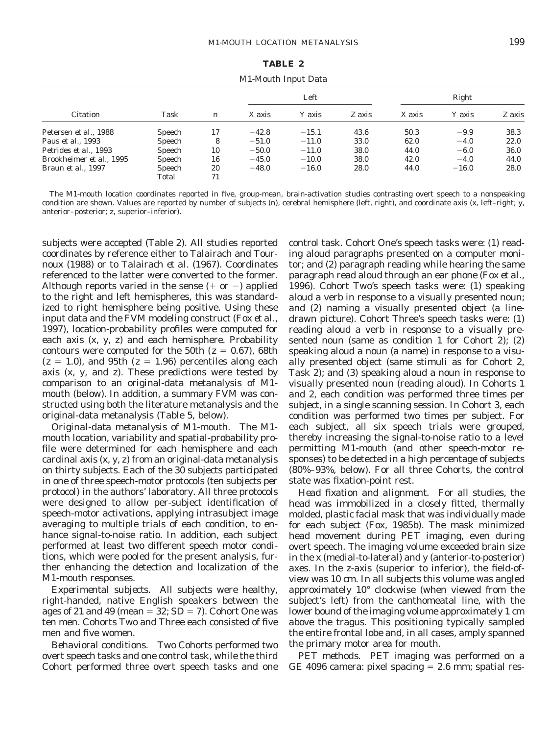**TABLE 2**

M1-Mouth Input Data

| Citation | Task | n | Left | | | Right | | |
|---|---|---|---|---|---|---|---|---|
| | | | X axis | Y axis | Z axis | X axis | Y axis | Z axis |
| Petersen *et al.*, 1988 | Speech | 17 | −42.8 | −15.1 | 43.6 | 50.3 | −9.9 | 38.3 |
| Paus *et al.*, 1993 | Speech | 8 | −51.0 | −11.0 | 33.0 | 62.0 | −4.0 | 22.0 |
| Petrides *et al.*, 1993 | Speech | 10 | −50.0 | −11.0 | 38.0 | 44.0 | −6.0 | 36.0 |
| Brookheimer *et al.*, 1995 | Speech | 16 | −45.0 | −10.0 | 38.0 | 42.0 | −4.0 | 44.0 |
| Braun *et al.*, 1997 | Speech | 20 | −48.0 | −16.0 | 28.0 | 44.0 | −16.0 | 28.0 |
| | Total | 71 | | | | | | |

The M1-mouth location coordinates reported in five, group-mean, brain-activation studies contrasting overt speech to a nonspeaking condition are shown. Values are reported by number of subjects (n), cerebral hemisphere (left, right), and coordinate axis (x, left–right; y, anterior–posterior; z, superior–inferior).

subjects were accepted (Table 2). All studies reported coordinates by reference either to Talairach and Tournoux (1988) or to Talairach *et al.* (1967). Coordinates referenced to the latter were converted to the former. Although reports varied in the sense (+ or −) applied to the right and left hemispheres, this was standardized to right hemisphere being positive. Using these input data and the FVM modeling construct (Fox *et al.*, 1997), location-probability profiles were computed for each axis (x, y, z) and each hemisphere. Probability contours were computed for the 50th ($z = 0.67$), 68th ($z = 1.0$), and 95th ($z = 1.96$) percentiles along each axis (x, y, and z). These predictions were tested by comparison to an original-data metanalysis of M1-mouth (below). In addition, a summary FVM was constructed using both the literature metanalysis and the original-data metanalysis (Table 5, below).

*Original-data metanalysis of M1-mouth.* The M1-mouth location, variability and spatial-probability profile were determined for each hemisphere and each cardinal axis (x, y, z) from an original-data metanalysis on thirty subjects. Each of the 30 subjects participated in one of three speech-motor protocols (ten subjects per protocol) in the authors' laboratory. All three protocols were designed to allow per-subject identification of speech-motor activations, applying intrasubject image averaging to multiple trials of each condition, to enhance signal-to-noise ratio. In addition, each subject performed at least two different speech motor conditions, which were pooled for the present analysis, further enhancing the detection and localization of the M1-mouth responses.

*Experimental subjects.* All subjects were healthy, right-handed, native English speakers between the ages of 21 and 49 (mean = 32; SD = 7). Cohort One was ten men. Cohorts Two and Three each consisted of five men and five women.

*Behavioral conditions.* Two Cohorts performed two overt speech tasks and one control task, while the third Cohort performed three overt speech tasks and one control task. Cohort One's speech tasks were: (1) reading aloud paragraphs presented on a computer monitor; and (2) paragraph reading while hearing the same paragraph read aloud through an ear phone (Fox *et al.*, 1996). Cohort Two's speech tasks were: (1) speaking aloud a verb in response to a visually presented noun; and (2) naming a visually presented object (a line-drawn picture). Cohort Three's speech tasks were: (1) reading aloud a verb in response to a visually presented noun (same as condition 1 for Cohort 2); (2) speaking aloud a noun (a name) in response to a visually presented object (same stimuli as for Cohort 2, Task 2); and (3) speaking aloud a noun in response to visually presented noun (reading aloud). In Cohorts 1 and 2, each condition was performed three times per subject, in a single scanning session. In Cohort 3, each condition was performed two times per subject. For each subject, all six speech trials were grouped, thereby increasing the signal-to-noise ratio to a level permitting M1-mouth (and other speech-motor responses) to be detected in a high percentage of subjects (80%–93%, below). For all three Cohorts, the control state was fixation-point rest.

*Head fixation and alignment.* For all studies, the head was immobilized in a closely fitted, thermally molded, plastic facial mask that was individually made for each subject (Fox, 1985b). The mask minimized head movement during PET imaging, even during overt speech. The imaging volume exceeded brain size in the x (medial-to-lateral) and y (anterior-to-posterior) axes. In the z-axis (superior to inferior), the field-of-view was 10 cm. In all subjects this volume was angled approximately 10° clockwise (when viewed from the subject's left) from the canthomeatal line, with the lower bound of the imaging volume approximately 1 cm above the tragus. This positioning typically sampled the entire frontal lobe and, in all cases, amply spanned the primary motor area for mouth.

*PET methods.* PET imaging was performed on a GE 4096 camera: pixel spacing = 2.6 mm; spatial res-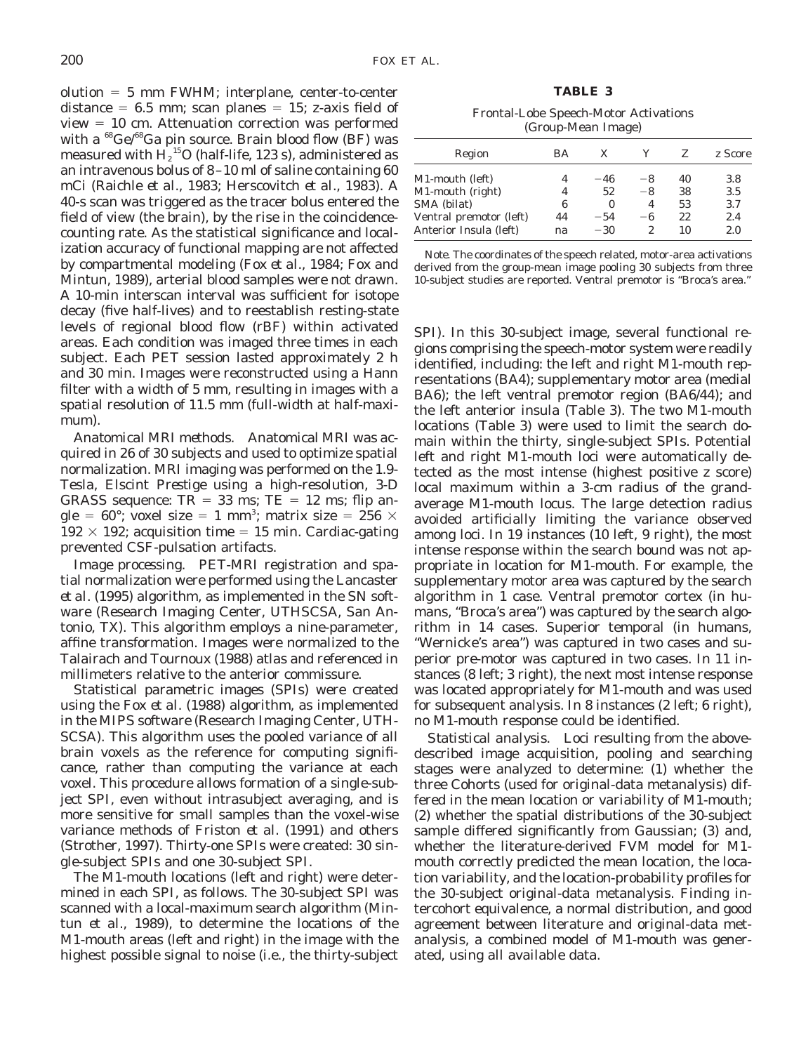olution = 5 mm FWHM; interplane, center-to-center distance = 6.5 mm; scan planes = 15; z-axis field of view = 10 cm. Attenuation correction was performed with a $^{68}Ge/^{68}Ga$ pin source. Brain blood flow (BF) was measured with $H_2{}^{15}O$ (half-life, 123 s), administered as an intravenous bolus of 8–10 ml of saline containing 60 mCi (Raichle *et al.*, 1983; Herscovitch *et al.*, 1983). A 40-s scan was triggered as the tracer bolus entered the field of view (the brain), by the rise in the coincidence-counting rate. As the statistical significance and localization accuracy of functional mapping are not affected by compartmental modeling (Fox *et al.*, 1984; Fox and Mintun, 1989), arterial blood samples were not drawn. A 10-min interscan interval was sufficient for isotope decay (five half-lives) and to reestablish resting-state levels of regional blood flow (rBF) within activated areas. Each condition was imaged three times in each subject. Each PET session lasted approximately 2 h and 30 min. Images were reconstructed using a Hann filter with a width of 5 mm, resulting in images with a spatial resolution of 11.5 mm (full-width at half-maximum).

*Anatomical MRI methods.* Anatomical MRI was acquired in 26 of 30 subjects and used to optimize spatial normalization. MRI imaging was performed on the 1.9-Tesla, Elscint Prestige using a high-resolution, 3-D GRASS sequence: TR = 33 ms; TE = 12 ms; flip angle = 60°; voxel size = 1 mm$^3$; matrix size = 256 × 192 × 192; acquisition time = 15 min. Cardiac-gating prevented CSF-pulsation artifacts.

*Image processing.* PET-MRI registration and spatial normalization were performed using the Lancaster *et al.* (1995) algorithm, as implemented in the SN software (Research Imaging Center, UTHSCSA, San Antonio, TX). This algorithm employs a nine-parameter, affine transformation. Images were normalized to the Talairach and Tournoux (1988) atlas and referenced in millimeters relative to the anterior commissure.

Statistical parametric images (SPIs) were created using the Fox *et al.* (1988) algorithm, as implemented in the MIPS software (Research Imaging Center, UTHSCSA). This algorithm uses the pooled variance of all brain voxels as the reference for computing significance, rather than computing the variance at each voxel. This procedure allows formation of a single-subject SPI, even without intrasubject averaging, and is more sensitive for small samples than the voxel-wise variance methods of Friston *et al.* (1991) and others (Strother, 1997). Thirty-one SPIs were created: 30 single-subject SPIs and one 30-subject SPI.

The M1-mouth locations (left and right) were determined in each SPI, as follows. The 30-subject SPI was scanned with a local-maximum search algorithm (Mintun *et al.*, 1989), to determine the locations of the M1-mouth areas (left and right) in the image with the highest possible signal to noise (i.e., the thirty-subject SPI). In this 30-subject image, several functional regions comprising the speech-motor system were readily identified, including: the left and right M1-mouth representations (BA4); supplementary motor area (medial BA6); the left ventral premotor region (BA6/44); and the left anterior insula (Table 3). The two M1-mouth locations (Table 3) were used to limit the search domain within the thirty, single-subject SPIs. Potential left and right M1-mouth loci were automatically detected as the most intense (highest positive z score) local maximum within a 3-cm radius of the grand-average M1-mouth locus. The large detection radius avoided artificially limiting the variance observed among loci. In 19 instances (10 left, 9 right), the most intense response within the search bound was not appropriate in location for M1-mouth. For example, the supplementary motor area was captured by the search algorithm in 1 case. Ventral premotor cortex (in humans, "Broca's area") was captured by the search algorithm in 14 cases. Superior temporal (in humans, "Wernicke's area") was captured in two cases and superior pre-motor was captured in two cases. In 11 instances (8 left; 3 right), the next most intense response was located appropriately for M1-mouth and was used for subsequent analysis. In 8 instances (2 left; 6 right), no M1-mouth response could be identified.

**TABLE 3**

Frontal-Lobe Speech-Motor Activations (Group-Mean Image)

| Region | BA | X | Y | Z | z Score |
|---|---|---|---|---|---|
| M1-mouth (left) | 4 | −46 | −8 | 40 | 3.8 |
| M1-mouth (right) | 4 | 52 | −8 | 38 | 3.5 |
| SMA (bilat) | 6 | 0 | 4 | 53 | 3.7 |
| Ventral premotor (left) | 44 | −54 | −6 | 22 | 2.4 |
| Anterior Insula (left) | na | −30 | 2 | 10 | 2.0 |

*Note.* The coordinates of the speech related, motor-area activations derived from the group-mean image pooling 30 subjects from three 10-subject studies are reported. Ventral premotor is "Broca's area."

*Statistical analysis.* Loci resulting from the above-described image acquisition, pooling and searching stages were analyzed to determine: (1) whether the three Cohorts (used for original-data metanalysis) differed in the mean location or variability of M1-mouth; (2) whether the spatial distributions of the 30-subject sample differed significantly from Gaussian; (3) and, whether the literature-derived FVM model for M1-mouth correctly predicted the mean location, the location variability, and the location-probability profiles for the 30-subject original-data metanalysis. Finding intercohort equivalence, a normal distribution, and good agreement between literature and original-data metanalysis, a combined model of M1-mouth was generated, using all available data.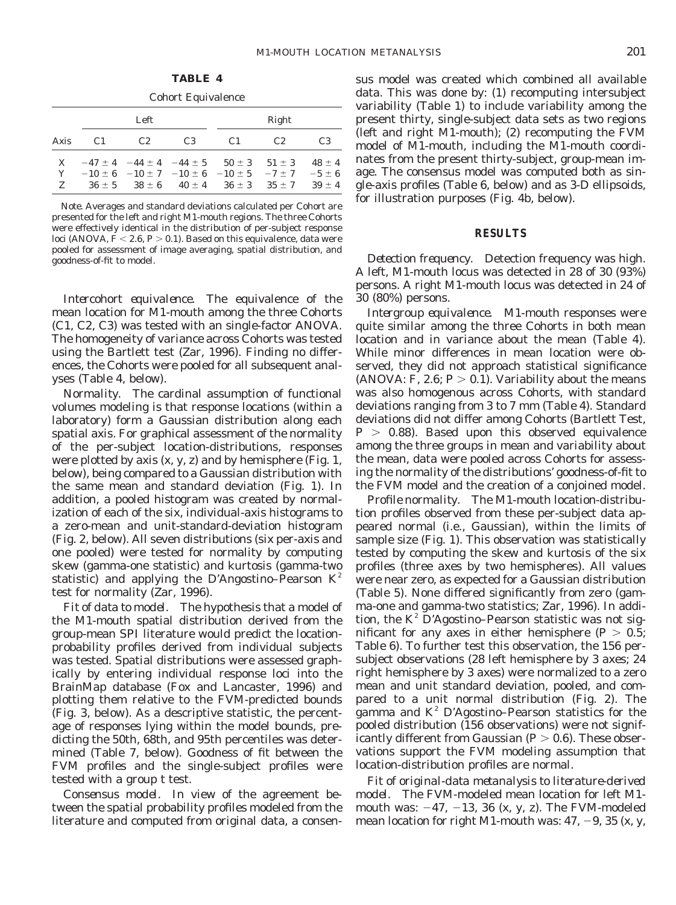**TABLE 4**

Cohort Equivalence

| Axis | Left | | | Right | | |
|---|---|---|---|---|---|---|
| | C1 | C2 | C3 | C1 | C2 | C3 |
| X | $-47 \pm 4$ | $-44 \pm 4$ | $-44 \pm 5$ | $50 \pm 3$ | $51 \pm 3$ | $48 \pm 4$ |
| Y | $-10 \pm 6$ | $-10 \pm 7$ | $-10 \pm 6$ | $-10 \pm 5$ | $-7 \pm 7$ | $-5 \pm 6$ |
| Z | $36 \pm 5$ | $38 \pm 6$ | $40 \pm 4$ | $36 \pm 3$ | $35 \pm 7$ | $39 \pm 4$ |

*Note.* Averages and standard deviations calculated per Cohort are presented for the left and right M1-mouth regions. The three Cohorts were effectively identical in the distribution of per-subject response loci (ANOVA, $F < 2.6$, $P > 0.1$). Based on this equivalence, data were pooled for assessment of image averaging, spatial distribution, and goodness-of-fit to model.

*Intercohort equivalence.* The equivalence of the mean location for M1-mouth among the three Cohorts (C1, C2, C3) was tested with an single-factor ANOVA. The homogeneity of variance across Cohorts was tested using the Bartlett test (Zar, 1996). Finding no differences, the Cohorts were pooled for all subsequent analyses (Table 4, below).

*Normality.* The cardinal assumption of functional volumes modeling is that response locations (within a laboratory) form a Gaussian distribution along each spatial axis. For graphical assessment of the normality of the per-subject location-distributions, responses were plotted by axis (x, y, z) and by hemisphere (Fig. 1, below), being compared to a Gaussian distribution with the same mean and standard deviation (Fig. 1). In addition, a pooled histogram was created by normalization of each of the six, individual-axis histograms to a zero-mean and unit-standard-deviation histogram (Fig. 2, below). All seven distributions (six per-axis and one pooled) were tested for normality by computing skew (gamma-one statistic) and kurtosis (gamma-two statistic) and applying the D'Angostino–Pearson $K^2$ test for normality (Zar, 1996).

*Fit of data to model.* The hypothesis that a model of the M1-mouth spatial distribution derived from the group-mean SPI literature would predict the location-probability profiles derived from individual subjects was tested. Spatial distributions were assessed graphically by entering individual response loci into the BrainMap database (Fox and Lancaster, 1996) and plotting them relative to the FVM-predicted bounds (Fig. 3, below). As a descriptive statistic, the percentage of responses lying within the model bounds, predicting the 50th, 68th, and 95th percentiles was determined (Table 7, below). Goodness of fit between the FVM profiles and the single-subject profiles were tested with a group *t* test.

*Consensus model.* In view of the agreement between the spatial probability profiles modeled from the literature and computed from original data, a consensus model was created which combined all available data. This was done by: (1) recomputing intersubject variability (Table 1) to include variability among the present thirty, single-subject data sets as two regions (left and right M1-mouth); (2) recomputing the FVM model of M1-mouth, including the M1-mouth coordinates from the present thirty-subject, group-mean image. The consensus model was computed both as single-axis profiles (Table 6, below) and as 3-D ellipsoids, for illustration purposes (Fig. 4b, below).

## RESULTS

*Detection frequency.* Detection frequency was high. A left, M1-mouth locus was detected in 28 of 30 (93%) persons. A right M1-mouth locus was detected in 24 of 30 (80%) persons.

*Intergroup equivalence.* M1-mouth responses were quite similar among the three Cohorts in both mean location and in variance about the mean (Table 4). While minor differences in mean location were observed, they did not approach statistical significance (ANOVA: $F$, 2.6; $P > 0.1$). Variability about the means was also homogenous across Cohorts, with standard deviations ranging from 3 to 7 mm (Table 4). Standard deviations did not differ among Cohorts (Bartlett Test, $P > 0.88$). Based upon this observed equivalence among the three groups in mean and variability about the mean, data were pooled across Cohorts for assessing the normality of the distributions' goodness-of-fit to the FVM model and the creation of a conjoined model.

*Profile normality.* The M1-mouth location-distribution profiles observed from these per-subject data appeared normal (i.e., Gaussian), within the limits of sample size (Fig. 1). This observation was statistically tested by computing the skew and kurtosis of the six profiles (three axes by two hemispheres). All values were near zero, as expected for a Gaussian distribution (Table 5). None differed significantly from zero (gamma-one and gamma-two statistics; Zar, 1996). In addition, the $K^2$ D'Agostino–Pearson statistic was not significant for any axes in either hemisphere ($P > 0.5$; Table 6). To further test this observation, the 156 per-subject observations (28 left hemisphere by 3 axes; 24 right hemisphere by 3 axes) were normalized to a zero mean and unit standard deviation, pooled, and compared to a unit normal distribution (Fig. 2). The gamma and $K^2$ D'Agostino–Pearson statistics for the pooled distribution (156 observations) were not significantly different from Gaussian ($P > 0.6$). These observations support the FVM modeling assumption that location-distribution profiles are normal.

*Fit of original-data metanalysis to literature-derived model.* The FVM-modeled mean location for left M1-mouth was: $-47$, $-13$, 36 (x, y, z). The FVM-modeled mean location for right M1-mouth was: 47, $-9$, 35 (x, y,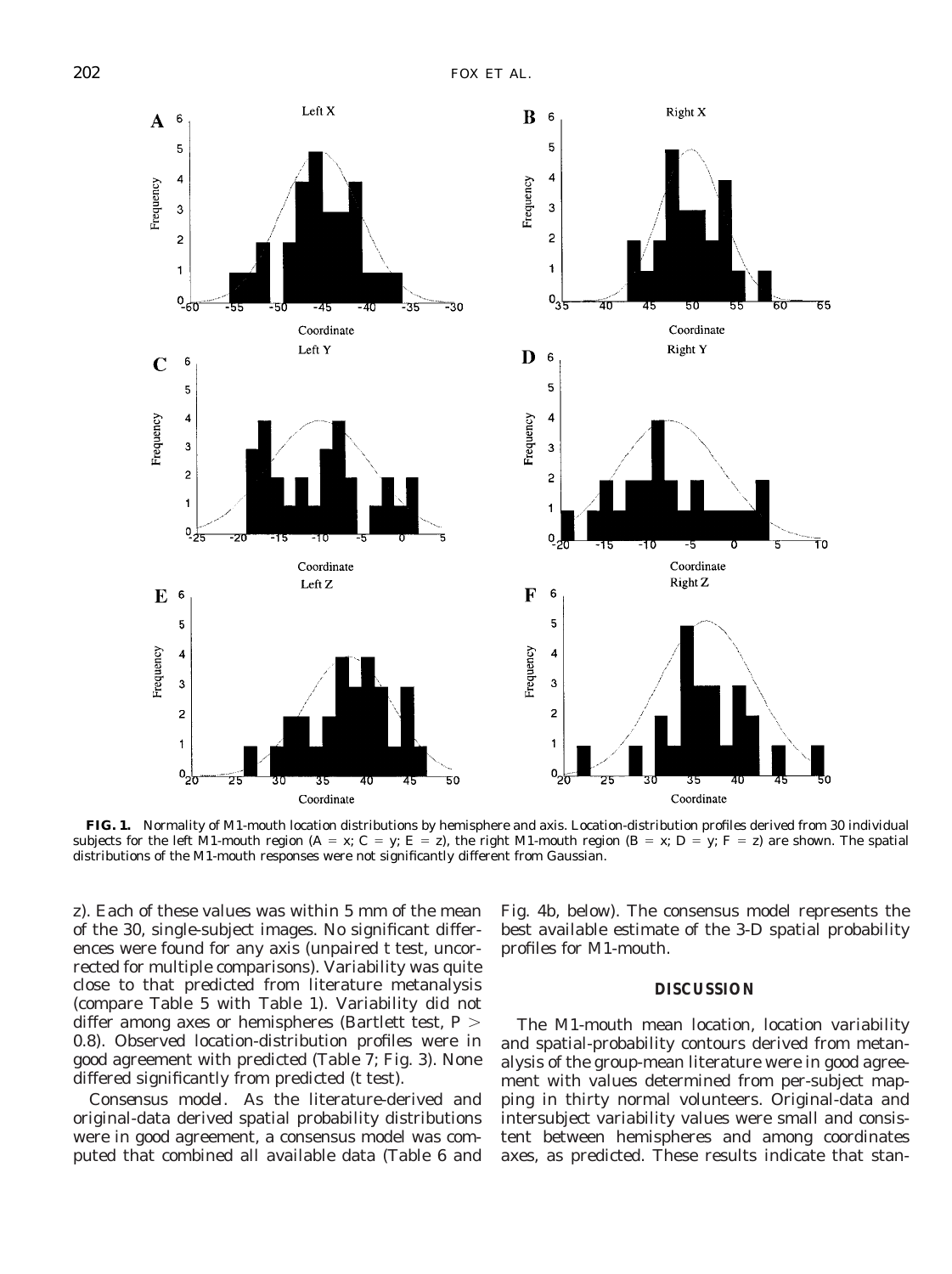**FIG. 1.** Normality of M1-mouth location distributions by hemisphere and axis. Location-distribution profiles derived from 30 individual subjects for the left M1-mouth region (A = x; C = y; E = z), the right M1-mouth region (B = x; D = y; F = z) are shown. The spatial distributions of the M1-mouth responses were not significantly different from Gaussian.

z). Each of these values was within 5 mm of the mean of the 30, single-subject images. No significant differences were found for any axis (unpaired *t* test, uncorrected for multiple comparisons). Variability was quite close to that predicted from literature metanalysis (compare Table 5 with Table 1). Variability did not differ among axes or hemispheres (Bartlett test, $P > 0.8$). Observed location-distribution profiles were in good agreement with predicted (Table 7; Fig. 3). None differed significantly from predicted (*t* test).

*Consensus model.* As the literature-derived and original-data derived spatial probability distributions were in good agreement, a consensus model was computed that combined all available data (Table 6 and Fig. 4b, below). The consensus model represents the best available estimate of the 3-D spatial probability profiles for M1-mouth.

## DISCUSSION

The M1-mouth mean location, location variability and spatial-probability contours derived from metanalysis of the group-mean literature were in good agreement with values determined from per-subject mapping in thirty normal volunteers. Original-data and intersubject variability values were small and consistent between hemispheres and among coordinates axes, as predicted. These results indicate that stan-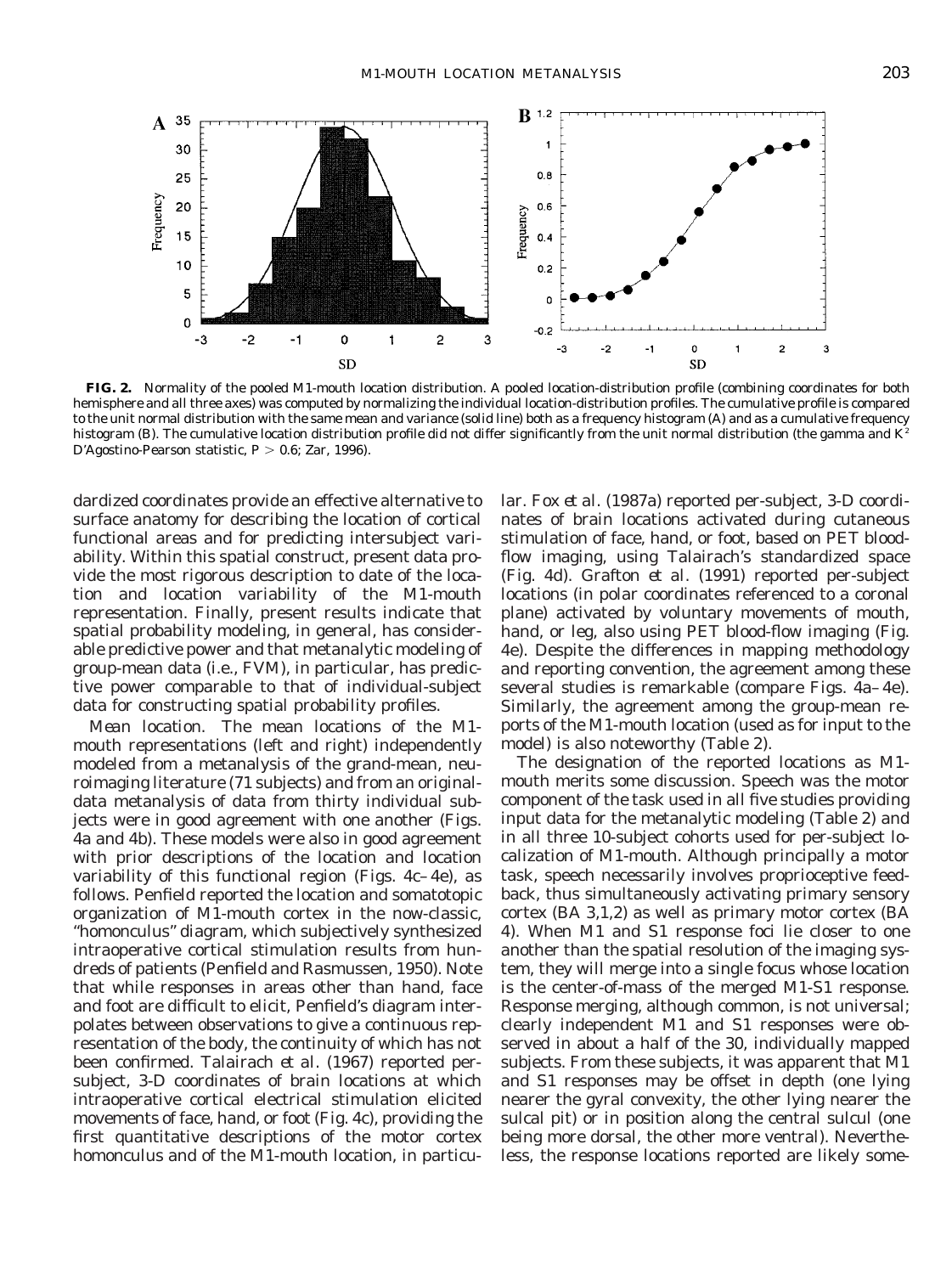**FIG. 2.** Normality of the pooled M1-mouth location distribution. A pooled location-distribution profile (combining coordinates for both hemisphere and all three axes) was computed by normalizing the individual location-distribution profiles. The cumulative profile is compared to the unit normal distribution with the same mean and variance (solid line) both as a frequency histogram (A) and as a cumulative frequency histogram (B). The cumulative location distribution profile did not differ significantly from the unit normal distribution (the gamma and $K^2$ D'Agostino-Pearson statistic, $P > 0.6$; Zar, 1996).

dardized coordinates provide an effective alternative to surface anatomy for describing the location of cortical functional areas and for predicting intersubject variability. Within this spatial construct, present data provide the most rigorous description to date of the location and location variability of the M1-mouth representation. Finally, present results indicate that spatial probability modeling, in general, has considerable predictive power and that metanalytic modeling of group-mean data (i.e., FVM), in particular, has predictive power comparable to that of individual-subject data for constructing spatial probability profiles.

*Mean location.* The mean locations of the M1-mouth representations (left and right) independently modeled from a metanalysis of the grand-mean, neuroimaging literature (71 subjects) and from an original-data metanalysis of data from thirty individual subjects were in good agreement with one another (Figs. 4a and 4b). These models were also in good agreement with prior descriptions of the location and location variability of this functional region (Figs. 4c–4e), as follows. Penfield reported the location and somatotopic organization of M1-mouth cortex in the now-classic, "homonculus" diagram, which subjectively synthesized intraoperative cortical stimulation results from hundreds of patients (Penfield and Rasmussen, 1950). Note that while responses in areas other than hand, face and foot are difficult to elicit, Penfield's diagram interpolates between observations to give a continuous representation of the body, the continuity of which has not been confirmed. Talairach *et al.* (1967) reported per-subject, 3-D coordinates of brain locations at which intraoperative cortical electrical stimulation elicited movements of face, hand, or foot (Fig. 4c), providing the first quantitative descriptions of the motor cortex homonculus and of the M1-mouth location, in particular. Fox *et al.* (1987a) reported per-subject, 3-D coordinates of brain locations activated during cutaneous stimulation of face, hand, or foot, based on PET blood-flow imaging, using Talairach's standardized space (Fig. 4d). Grafton *et al.* (1991) reported per-subject locations (in polar coordinates referenced to a coronal plane) activated by voluntary movements of mouth, hand, or leg, also using PET blood-flow imaging (Fig. 4e). Despite the differences in mapping methodology and reporting convention, the agreement among these several studies is remarkable (compare Figs. 4a–4e). Similarly, the agreement among the group-mean reports of the M1-mouth location (used as for input to the model) is also noteworthy (Table 2).

The designation of the reported locations as M1-mouth merits some discussion. Speech was the motor component of the task used in all five studies providing input data for the metanalytic modeling (Table 2) and in all three 10-subject cohorts used for per-subject localization of M1-mouth. Although principally a motor task, speech necessarily involves proprioceptive feedback, thus simultaneously activating primary sensory cortex (BA 3,1,2) as well as primary motor cortex (BA 4). When M1 and S1 response foci lie closer to one another than the spatial resolution of the imaging system, they will merge into a single focus whose location is the center-of-mass of the merged M1-S1 response. Response merging, although common, is not universal; clearly independent M1 and S1 responses were observed in about a half of the 30, individually mapped subjects. From these subjects, it was apparent that M1 and S1 responses may be offset in depth (one lying nearer the gyral convexity, the other lying nearer the sulcal pit) or in position along the central sulcul (one being more dorsal, the other more ventral). Nevertheless, the response locations reported are likely some-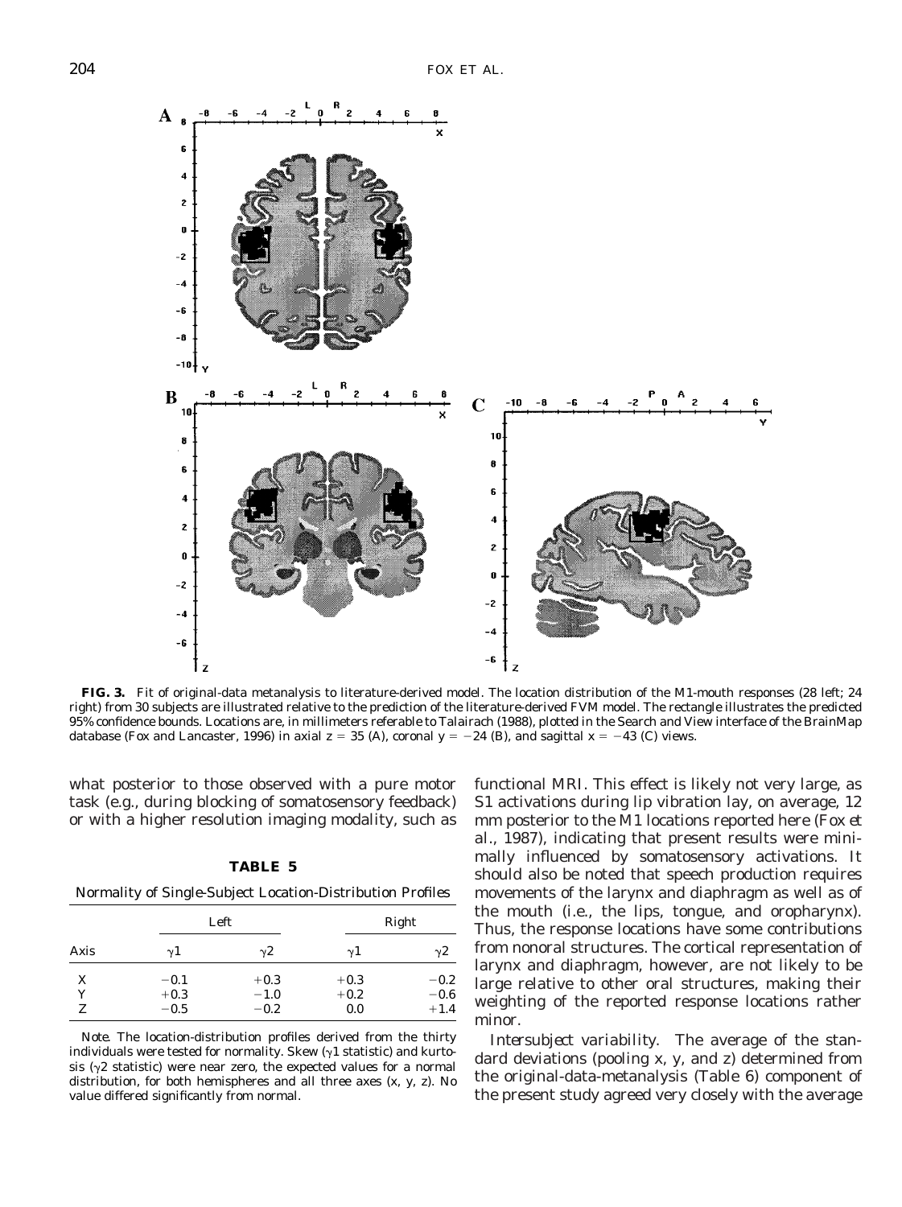**FIG. 3.** Fit of original-data metanalysis to literature-derived model. The location distribution of the M1-mouth responses (28 left; 24 right) from 30 subjects are illustrated relative to the prediction of the literature-derived FVM model. The rectangle illustrates the predicted 95% confidence bounds. Locations are, in millimeters referable to Talairach (1988), plotted in the Search and View interface of the BrainMap database (Fox and Lancaster, 1996) in axial $z = 35$ (A), coronal $y = -24$ (B), and sagittal $x = -43$ (C) views.

what posterior to those observed with a pure motor task (e.g., during blocking of somatosensory feedback) or with a higher resolution imaging modality, such as functional MRI. This effect is likely not very large, as S1 activations during lip vibration lay, on average, 12 mm posterior to the M1 locations reported here (Fox *et al.*, 1987), indicating that present results were minimally influenced by somatosensory activations. It should also be noted that speech production requires movements of the larynx and diaphragm as well as of the mouth (i.e., the lips, tongue, and oropharynx). Thus, the response locations have some contributions from nonoral structures. The cortical representation of larynx and diaphragm, however, are not likely to be large relative to other oral structures, making their weighting of the reported response locations rather minor.

**TABLE 5**

Normality of Single-Subject Location-Distribution Profiles

| | Left | | Right | |
|---|---|---|---|---|
| Axis | $\gamma 1$ | $\gamma 2$ | $\gamma 1$ | $\gamma 2$ |
| X | $-0.1$ | $+0.3$ | $+0.3$ | $-0.2$ |
| Y | $+0.3$ | $-1.0$ | $+0.2$ | $-0.6$ |
| Z | $-0.5$ | $-0.2$ | 0.0 | $+1.4$ |

*Note.* The location-distribution profiles derived from the thirty individuals were tested for normality. Skew ($\gamma 1$ statistic) and kurtosis ($\gamma 2$ statistic) were near zero, the expected values for a normal distribution, for both hemispheres and all three axes ($x$, $y$, $z$). No value differed significantly from normal.

*Intersubject variability.* The average of the standard deviations (pooling $x$, $y$, and $z$) determined from the original-data-metanalysis (Table 6) component of the present study agreed very closely with the average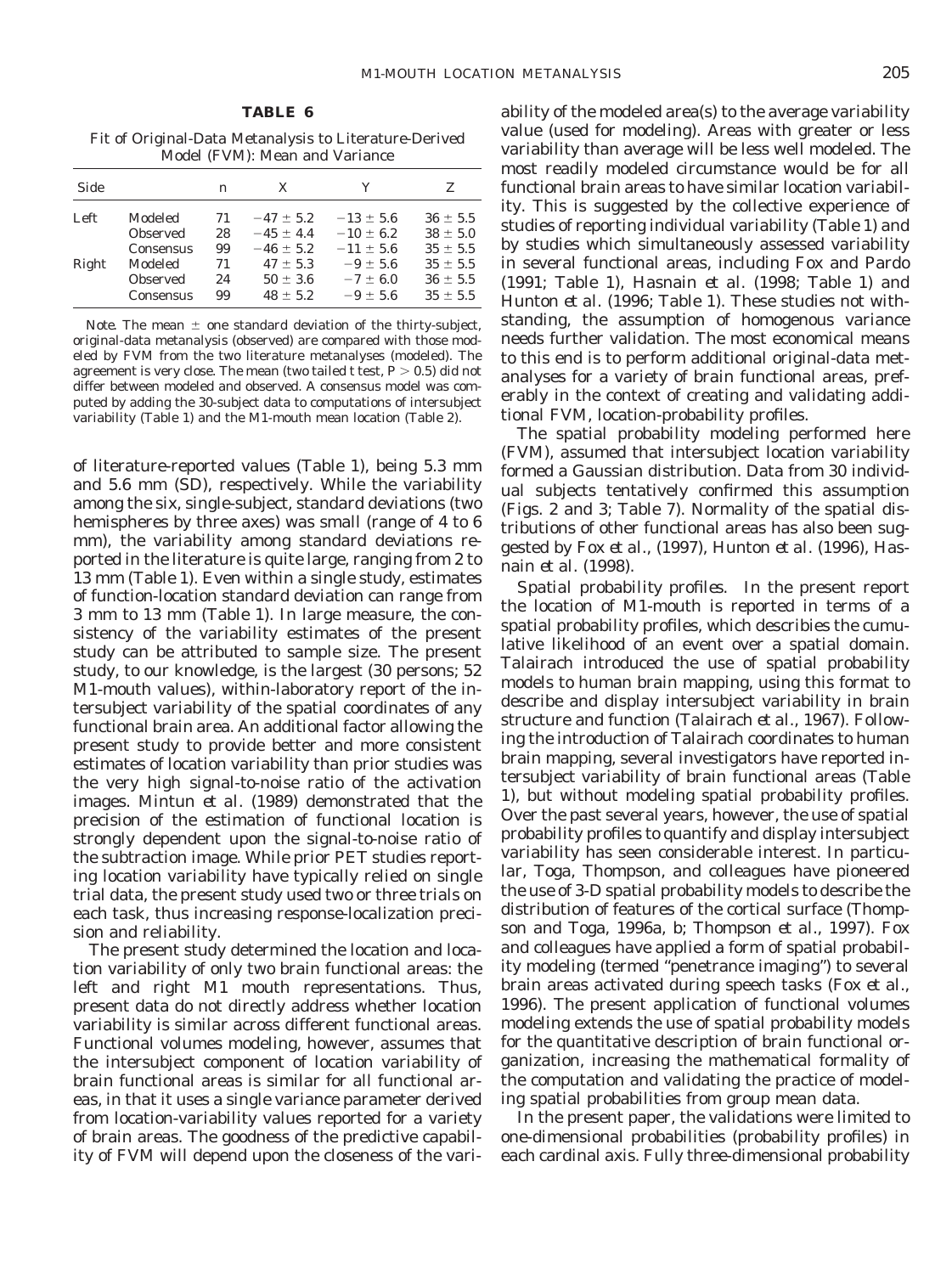**TABLE 6**

Fit of Original-Data Metanalysis to Literature-Derived Model (FVM): Mean and Variance

| Side | | *n* | *X* | *Y* | *Z* |
|---|---|---|---|---|---|
| Left | Modeled | 71 | $-47 \pm 5.2$ | $-13 \pm 5.6$ | $36 \pm 5.5$ |
| | Observed | 28 | $-45 \pm 4.4$ | $-10 \pm 6.2$ | $38 \pm 5.0$ |
| | Consensus | 99 | $-46 \pm 5.2$ | $-11 \pm 5.6$ | $35 \pm 5.5$ |
| Right | Modeled | 71 | $47 \pm 5.3$ | $-9 \pm 5.6$ | $35 \pm 5.5$ |
| | Observed | 24 | $50 \pm 3.6$ | $-7 \pm 6.0$ | $36 \pm 5.5$ |
| | Consensus | 99 | $48 \pm 5.2$ | $-9 \pm 5.6$ | $35 \pm 5.5$ |

*Note.* The mean $\pm$ one standard deviation of the thirty-subject, original-data metanalysis (observed) are compared with those modeled by FVM from the two literature metanalyses (modeled). The agreement is very close. The mean (two tailed *t* test, $P > 0.5$) did not differ between modeled and observed. A consensus model was computed by adding the 30-subject data to computations of intersubject variability (Table 1) and the M1-mouth mean location (Table 2).

of literature-reported values (Table 1), being 5.3 mm and 5.6 mm (SD), respectively. While the variability among the six, single-subject, standard deviations (two hemispheres by three axes) was small (range of 4 to 6 mm), the variability among standard deviations reported in the literature is quite large, ranging from 2 to 13 mm (Table 1). Even within a single study, estimates of function-location standard deviation can range from 3 mm to 13 mm (Table 1). In large measure, the consistency of the variability estimates of the present study can be attributed to sample size. The present study, to our knowledge, is the largest (30 persons; 52 M1-mouth values), within-laboratory report of the intersubject variability of the spatial coordinates of any functional brain area. An additional factor allowing the present study to provide better and more consistent estimates of location variability than prior studies was the very high signal-to-noise ratio of the activation images. Mintun *et al.* (1989) demonstrated that the precision of the estimation of functional location is strongly dependent upon the signal-to-noise ratio of the subtraction image. While prior PET studies reporting location variability have typically relied on single trial data, the present study used two or three trials on each task, thus increasing response-localization precision and reliability.

The present study determined the location and location variability of only two brain functional areas: the left and right M1 mouth representations. Thus, present data do not directly address whether location variability is similar across different functional areas. Functional volumes modeling, however, assumes that the intersubject component of location variability of brain functional areas is similar for all functional areas, in that it uses a single variance parameter derived from location-variability values reported for a variety of brain areas. The goodness of the predictive capability of FVM will depend upon the closeness of the variability of the modeled area(s) to the average variability value (used for modeling). Areas with greater or less variability than average will be less well modeled. The most readily modeled circumstance would be for all functional brain areas to have similar location variability. This is suggested by the collective experience of studies of reporting individual variability (Table 1) and by studies which simultaneously assessed variability in several functional areas, including Fox and Pardo (1991; Table 1), Hasnain *et al.* (1998; Table 1) and Hunton *et al.* (1996; Table 1). These studies not withstanding, the assumption of homogenous variance needs further validation. The most economical means to this end is to perform additional original-data metanalyses for a variety of brain functional areas, preferably in the context of creating and validating additional FVM, location-probability profiles.

The spatial probability modeling performed here (FVM), assumed that intersubject location variability formed a Gaussian distribution. Data from 30 individual subjects tentatively confirmed this assumption (Figs. 2 and 3; Table 7). Normality of the spatial distributions of other functional areas has also been suggested by Fox *et al.*, (1997), Hunton *et al.* (1996), Hasnain *et al.* (1998).

*Spatial probability profiles.* In the present report the location of M1-mouth is reported in terms of a spatial probability profiles, which describes the cumulative likelihood of an event over a spatial domain. Talairach introduced the use of spatial probability models to human brain mapping, using this format to describe and display intersubject variability in brain structure and function (Talairach *et al.*, 1967). Following the introduction of Talairach coordinates to human brain mapping, several investigators have reported intersubject variability of brain functional areas (Table 1), but without modeling spatial probability profiles. Over the past several years, however, the use of spatial probability profiles to quantify and display intersubject variability has seen considerable interest. In particular, Toga, Thompson, and colleagues have pioneered the use of 3-D spatial probability models to describe the distribution of features of the cortical surface (Thompson and Toga, 1996a, b; Thompson *et al.*, 1997). Fox and colleagues have applied a form of spatial probability modeling (termed "penetrance imaging") to several brain areas activated during speech tasks (Fox *et al.*, 1996). The present application of functional volumes modeling extends the use of spatial probability models for the quantitative description of brain functional organization, increasing the mathematical formality of the computation and validating the practice of modeling spatial probabilities from group mean data.

In the present paper, the validations were limited to one-dimensional probabilities (probability profiles) in each cardinal axis. Fully three-dimensional probability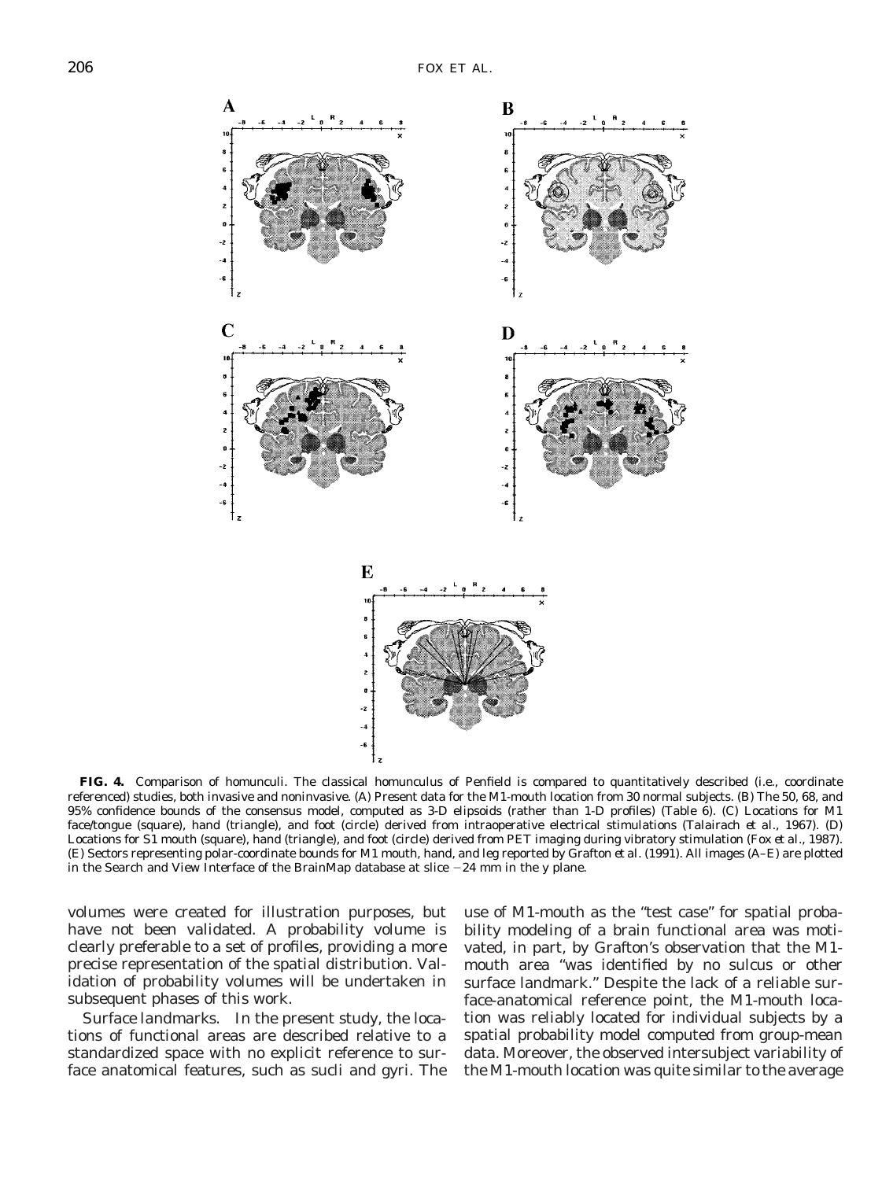**FIG. 4.** Comparison of homunculi. The classical homunculus of Penfield is compared to quantitatively described (i.e., coordinate referenced) studies, both invasive and noninvasive. (A) Present data for the M1-mouth location from 30 normal subjects. (B) The 50, 68, and 95% confidence bounds of the consensus model, computed as 3-D elipsoids (rather than 1-D profiles) (Table 6). (C) Locations for M1 face/tongue (square), hand (triangle), and foot (circle) derived from intraoperative electrical stimulations (Talairach *et al.*, 1967). (D) Locations for S1 mouth (square), hand (triangle), and foot (circle) derived from PET imaging during vibratory stimulation (Fox *et al.*, 1987). (E) Sectors representing polar-coordinate bounds for M1 mouth, hand, and leg reported by Grafton *et al.* (1991). All images (A–E) are plotted in the Search and View Interface of the BrainMap database at slice −24 mm in the y plane.

volumes were created for illustration purposes, but have not been validated. A probability volume is clearly preferable to a set of profiles, providing a more precise representation of the spatial distribution. Validation of probability volumes will be undertaken in subsequent phases of this work.

*Surface landmarks.* In the present study, the locations of functional areas are described relative to a standardized space with no explicit reference to surface anatomical features, such as sucli and gyri. The use of M1-mouth as the "test case" for spatial probability modeling of a brain functional area was motivated, in part, by Grafton's observation that the M1-mouth area "was identified by no sulcus or other surface landmark." Despite the lack of a reliable surface-anatomical reference point, the M1-mouth location was reliably located for individual subjects by a spatial probability model computed from group-mean data. Moreover, the observed intersubject variability of the M1-mouth location was quite similar to the average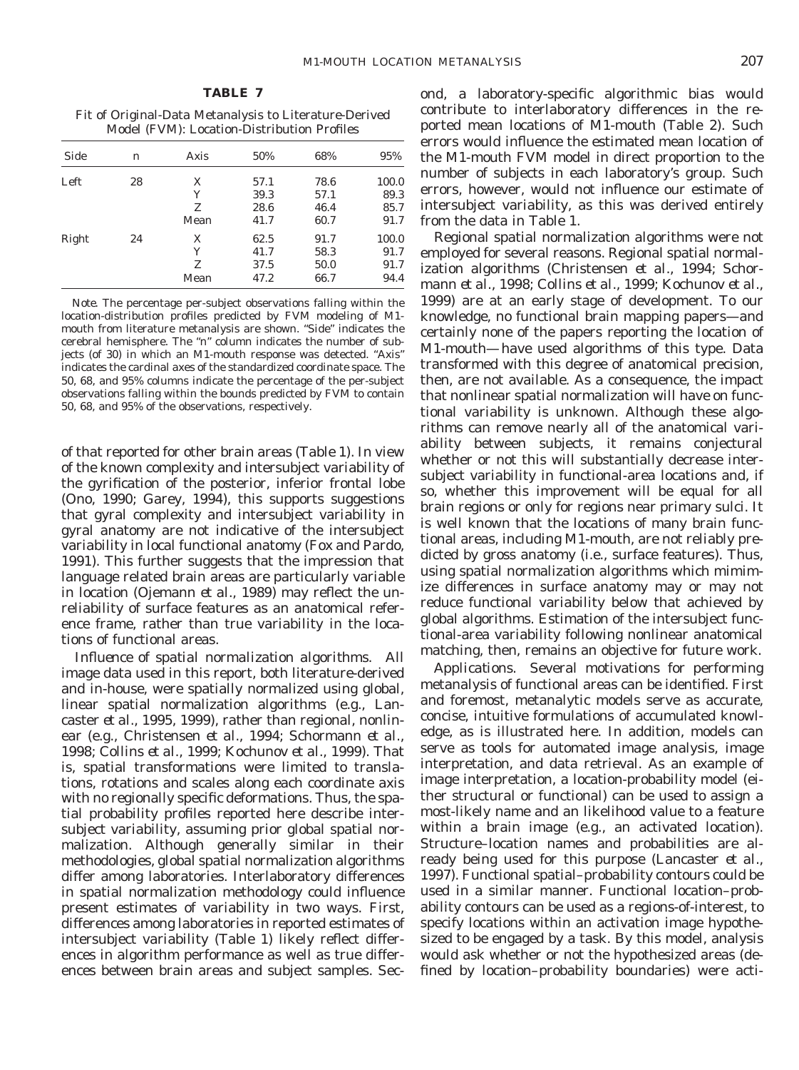**TABLE 7**

Fit of Original-Data Metanalysis to Literature-Derived Model (FVM): Location-Distribution Profiles

| Side | n | Axis | 50% | 68% | 95% |
|---|---|---|---|---|---|
| Left | 28 | X | 57.1 | 78.6 | 100.0 |
| | | Y | 39.3 | 57.1 | 89.3 |
| | | Z | 28.6 | 46.4 | 85.7 |
| | | Mean | 41.7 | 60.7 | 91.7 |
| Right | 24 | X | 62.5 | 91.7 | 100.0 |
| | | Y | 41.7 | 58.3 | 91.7 |
| | | Z | 37.5 | 50.0 | 91.7 |
| | | Mean | 47.2 | 66.7 | 94.4 |

*Note.* The percentage per-subject observations falling within the location-distribution profiles predicted by FVM modeling of M1-mouth from literature metanalysis are shown. "Side" indicates the cerebral hemisphere. The "n" column indicates the number of subjects (of 30) in which an M1-mouth response was detected. "Axis" indicates the cardinal axes of the standardized coordinate space. The 50, 68, and 95% columns indicate the percentage of the per-subject observations falling within the bounds predicted by FVM to contain 50, 68, and 95% of the observations, respectively.

of that reported for other brain areas (Table 1). In view of the known complexity and intersubject variability of the gyrification of the posterior, inferior frontal lobe (Ono, 1990; Garey, 1994), this supports suggestions that gyral complexity and intersubject variability in gyral anatomy are not indicative of the intersubject variability in local functional anatomy (Fox and Pardo, 1991). This further suggests that the impression that language related brain areas are particularly variable in location (Ojemann *et al.*, 1989) may reflect the unreliability of surface features as an anatomical reference frame, rather than true variability in the locations of functional areas.

*Influence of spatial normalization algorithms.* All image data used in this report, both literature-derived and in-house, were spatially normalized using global, linear spatial normalization algorithms (e.g., Lancaster *et al.*, 1995, 1999), rather than regional, nonlinear (e.g., Christensen *et al.*, 1994; Schormann *et al.*, 1998; Collins *et al.*, 1999; Kochunov *et al.*, 1999). That is, spatial transformations were limited to translations, rotations and scales along each coordinate axis with no regionally specific deformations. Thus, the spatial probability profiles reported here describe intersubject variability, assuming prior global spatial normalization. Although generally similar in their methodologies, global spatial normalization algorithms differ among laboratories. Interlaboratory differences in spatial normalization methodology could influence present estimates of variability in two ways. First, differences among laboratories in reported estimates of intersubject variability (Table 1) likely reflect differences in algorithm performance as well as true differences between brain areas and subject samples. Second, a laboratory-specific algorithmic bias would contribute to interlaboratory differences in the reported mean locations of M1-mouth (Table 2). Such errors would influence the estimated mean location of the M1-mouth FVM model in direct proportion to the number of subjects in each laboratory's group. Such errors, however, would not influence our estimate of intersubject variability, as this was derived entirely from the data in Table 1.

Regional spatial normalization algorithms were not employed for several reasons. Regional spatial normalization algorithms (Christensen *et al.*, 1994; Schormann *et al.*, 1998; Collins *et al.*, 1999; Kochunov *et al.*, 1999) are at an early stage of development. To our knowledge, no functional brain mapping papers—and certainly none of the papers reporting the location of M1-mouth—have used algorithms of this type. Data transformed with this degree of anatomical precision, then, are not available. As a consequence, the impact that nonlinear spatial normalization will have on functional variability is unknown. Although these algorithms can remove nearly all of the anatomical variability between subjects, it remains conjectural whether or not this will substantially decrease intersubject variability in functional-area locations and, if so, whether this improvement will be equal for all brain regions or only for regions near primary sulci. It is well known that the locations of many brain functional areas, including M1-mouth, are not reliably predicted by gross anatomy (i.e., surface features). Thus, using spatial normalization algorithms which mimimize differences in surface anatomy may or may not reduce functional variability below that achieved by global algorithms. Estimation of the intersubject functional-area variability following nonlinear anatomical matching, then, remains an objective for future work.

*Applications.* Several motivations for performing metanalysis of functional areas can be identified. First and foremost, metanalytic models serve as accurate, concise, intuitive formulations of accumulated knowledge, as is illustrated here. In addition, models can serve as tools for automated image analysis, image interpretation, and data retrieval. As an example of image interpretation, a location-probability model (either structural or functional) can be used to assign a most-likely name and an likelihood value to a feature within a brain image (e.g., an activated location). Structure–location names and probabilities are already being used for this purpose (Lancaster *et al.*, 1997). Functional spatial–probability contours could be used in a similar manner. Functional location–probability contours can be used as a regions-of-interest, to specify locations within an activation image hypothesized to be engaged by a task. By this model, analysis would ask whether or not the hypothesized areas (defined by location–probability boundaries) were acti-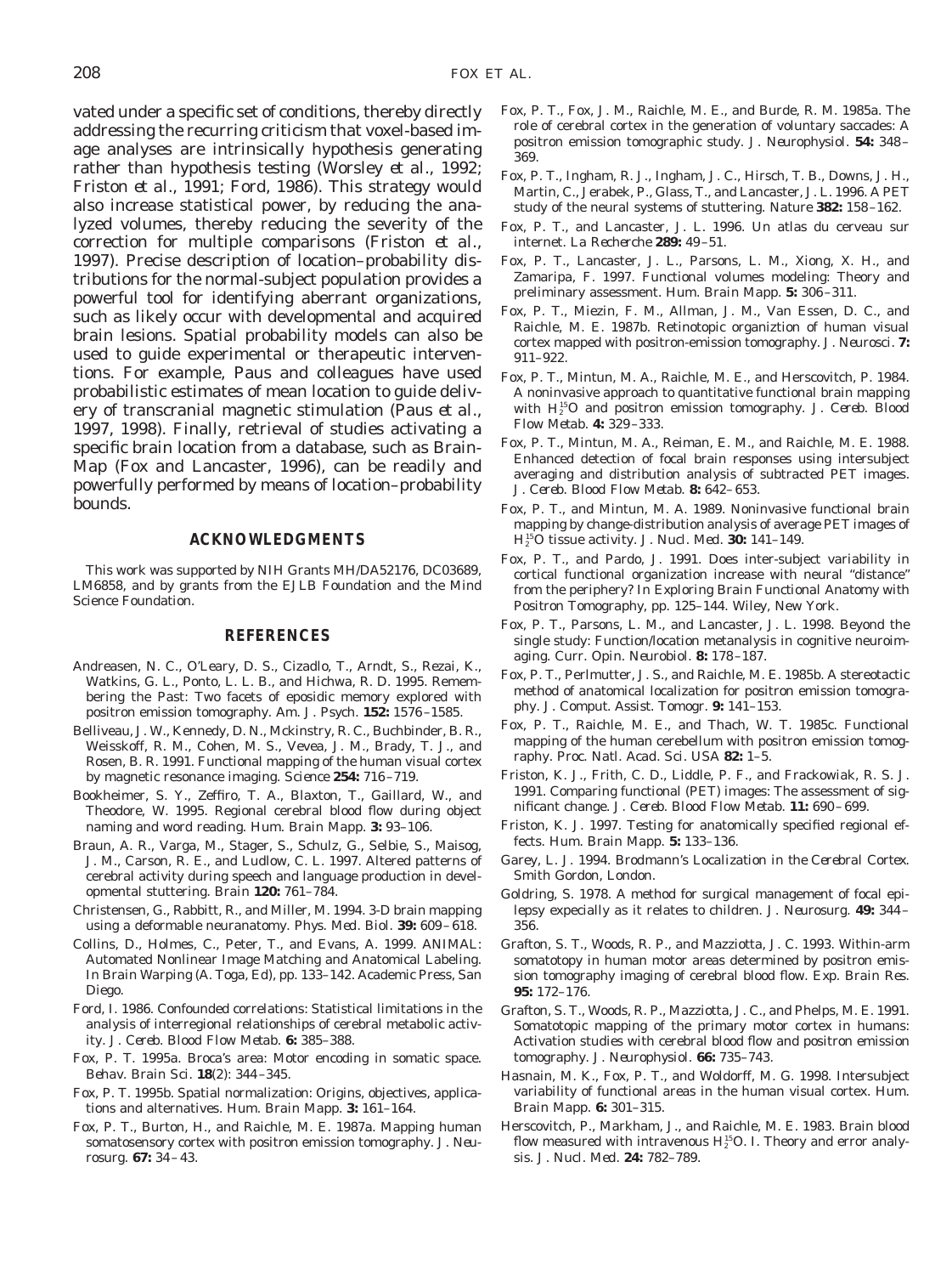vated under a specific set of conditions, thereby directly addressing the recurring criticism that voxel-based image analyses are intrinsically hypothesis generating rather than hypothesis testing (Worsley *et al.*, 1992; Friston *et al.*, 1991; Ford, 1986). This strategy would also increase statistical power, by reducing the analyzed volumes, thereby reducing the severity of the correction for multiple comparisons (Friston *et al.*, 1997). Precise description of location–probability distributions for the normal-subject population provides a powerful tool for identifying aberrant organizations, such as likely occur with developmental and acquired brain lesions. Spatial probability models can also be used to guide experimental or therapeutic interventions. For example, Paus and colleagues have used probabilistic estimates of mean location to guide delivery of transcranial magnetic stimulation (Paus *et al.*, 1997, 1998). Finally, retrieval of studies activating a specific brain location from a database, such as BrainMap (Fox and Lancaster, 1996), can be readily and powerfully performed by means of location–probability bounds.

## ACKNOWLEDGMENTS

This work was supported by NIH Grants MH/DA52176, DC03689, LM6858, and by grants from the EJLB Foundation and the Mind Science Foundation.

## REFERENCES

Andreasen, N. C., O'Leary, D. S., Cizadlo, T., Arndt, S., Rezai, K., Watkins, G. L., Ponto, L. L. B., and Hichwa, R. D. 1995. Remembering the Past: Two facets of eposidic memory explored with positron emission tomography. *Am. J. Psych.* **152:** 1576–1585.

Belliveau, J. W., Kennedy, D. N., Mckinstry, R. C., Buchbinder, B. R., Weisskoff, R. M., Cohen, M. S., Vevea, J. M., Brady, T. J., and Rosen, B. R. 1991. Functional mapping of the human visual cortex by magnetic resonance imaging. *Science* **254:** 716–719.

Bookheimer, S. Y., Zeffiro, T. A., Blaxton, T., Gaillard, W., and Theodore, W. 1995. Regional cerebral blood flow during object naming and word reading. *Hum. Brain Mapp.* **3:** 93–106.

Braun, A. R., Varga, M., Stager, S., Schulz, G., Selbie, S., Maisog, J. M., Carson, R. E., and Ludlow, C. L. 1997. Altered patterns of cerebral activity during speech and language production in developmental stuttering. *Brain* **120:** 761–784.

Christensen, G., Rabbitt, R., and Miller, M. 1994. 3-D brain mapping using a deformable neuranatomy. *Phys. Med. Biol.* **39:** 609–618.

Collins, D., Holmes, C., Peter, T., and Evans, A. 1999. ANIMAL: Automated Nonlinear Image Matching and Anatomical Labeling. In *Brain Warping* (A. Toga, Ed), pp. 133–142. Academic Press, San Diego.

Ford, I. 1986. Confounded correlations: Statistical limitations in the analysis of interregional relationships of cerebral metabolic activity. *J. Cereb. Blood Flow Metab.* **6:** 385–388.

Fox, P. T. 1995a. Broca's area: Motor encoding in somatic space. *Behav. Brain Sci.* **18**(2): 344–345.

Fox, P. T. 1995b. Spatial normalization: Origins, objectives, applications and alternatives. *Hum. Brain Mapp.* **3:** 161–164.

Fox, P. T., Burton, H., and Raichle, M. E. 1987a. Mapping human somatosensory cortex with positron emission tomography. *J. Neurosurg.* **67:** 34–43.

Fox, P. T., Fox, J. M., Raichle, M. E., and Burde, R. M. 1985a. The role of cerebral cortex in the generation of voluntary saccades: A positron emission tomographic study. *J. Neurophysiol.* **54:** 348–369.

Fox, P. T., Ingham, R. J., Ingham, J. C., Hirsch, T. B., Downs, J. H., Martin, C., Jerabek, P., Glass, T., and Lancaster, J. L. 1996. A PET study of the neural systems of stuttering. *Nature* **382:** 158–162.

Fox, P. T., and Lancaster, J. L. 1996. Un atlas du cerveau sur internet. *La Recherche* **289:** 49–51.

Fox, P. T., Lancaster, J. L., Parsons, L. M., Xiong, X. H., and Zamarripa, F. 1997. Functional volumes modeling: Theory and preliminary assessment. *Hum. Brain Mapp.* **5:** 306–311.

Fox, P. T., Miezin, F. M., Allman, J. M., Van Essen, D. C., and Raichle, M. E. 1987b. Retinotopic organiztion of human visual cortex mapped with positron-emission tomography. *J. Neurosci.* **7:** 911–922.

Fox, P. T., Mintun, M. A., Raichle, M. E., and Herscovitch, P. 1984. A noninvasive approach to quantitative functional brain mapping with $H_2^{15}O$ and positron emission tomography. *J. Cereb. Blood Flow Metab.* **4:** 329–333.

Fox, P. T., Mintun, M. A., Reiman, E. M., and Raichle, M. E. 1988. Enhanced detection of focal brain responses using intersubject averaging and distribution analysis of subtracted PET images. *J. Cereb. Blood Flow Metab.* **8:** 642–653.

Fox, P. T., and Mintun, M. A. 1989. Noninvasive functional brain mapping by change-distribution analysis of average PET images of $H_2^{15}O$ tissue activity. *J. Nucl. Med.* **30:** 141–149.

Fox, P. T., and Pardo, J. 1991. Does inter-subject variability in cortical functional organization increase with neural "distance" from the periphery? In *Exploring Brain Functional Anatomy with Positron Tomography*, pp. 125–144. Wiley, New York.

Fox, P. T., Parsons, L. M., and Lancaster, J. L. 1998. Beyond the single study: Function/location metanalysis in cognitive neuroimaging. *Curr. Opin. Neurobiol.* **8:** 178–187.

Fox, P. T., Perlmutter, J. S., and Raichle, M. E. 1985b. A stereotactic method of anatomical localization for positron emission tomography. *J. Comput. Assist. Tomogr.* **9:** 141–153.

Fox, P. T., Raichle, M. E., and Thach, W. T. 1985c. Functional mapping of the human cerebellum with positron emission tomography. *Proc. Natl. Acad. Sci. USA* **82:** 1–5.

Friston, K. J., Frith, C. D., Liddle, P. F., and Frackowiak, R. S. J. 1991. Comparing functional (PET) images: The assessment of significant change. *J. Cereb. Blood Flow Metab.* **11:** 690–699.

Friston, K. J. 1997. Testing for anatomically specified regional effects. *Hum. Brain Mapp.* **5:** 133–136.

Garey, L. J. 1994. *Brodmann's Localization in the Cerebral Cortex.* Smith Gordon, London.

Goldring, S. 1978. A method for surgical management of focal epilepsy expecially as it relates to children. *J. Neurosurg.* **49:** 344–356.

Grafton, S. T., Woods, R. P., and Mazziotta, J. C. 1993. Within-arm somatotopy in human motor areas determined by positron emission tomography imaging of cerebral blood flow. *Exp. Brain Res.* **95:** 172–176.

Grafton, S. T., Woods, R. P., Mazziotta, J. C., and Phelps, M. E. 1991. Somatotopic mapping of the primary motor cortex in humans: Activation studies with cerebral blood flow and positron emission tomography. *J. Neurophysiol.* **66:** 735–743.

Hasnain, M. K., Fox, P. T., and Woldorff, M. G. 1998. Intersubject variability of functional areas in the human visual cortex. *Hum. Brain Mapp.* **6:** 301–315.

Herscovitch, P., Markham, J., and Raichle, M. E. 1983. Brain blood flow measured with intravenous $H_2^{15}O$. I. Theory and error analysis. *J. Nucl. Med.* **24:** 782–789.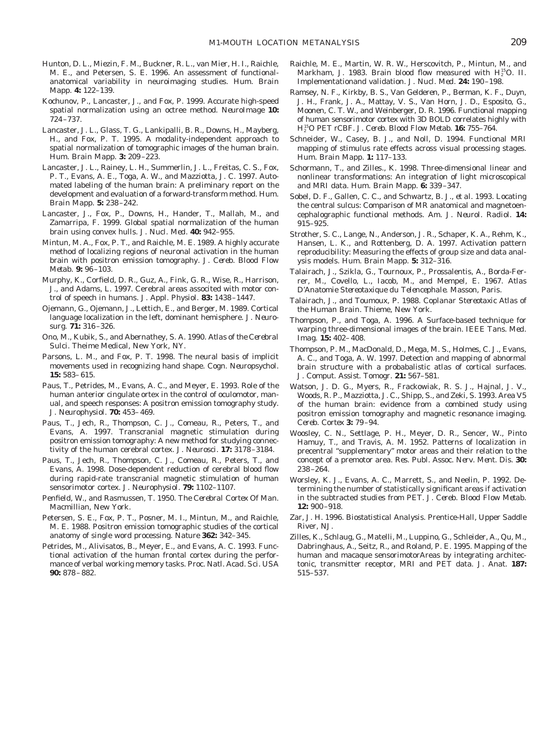Hunton, D. L., Miezin, F. M., Buckner, R. L., van Mier, H. I., Raichle, M. E., and Petersen, S. E. 1996. An assessment of functional-anatomical variability in neuroimaging studies. Hum. Brain Mapp. **4:** 122–139.

Kochunov, P., Lancaster, J., and Fox, P. 1999. Accurate high-speed spatial normalization using an octree method. *NeuroImage* **10:** 724–737.

Lancaster, J. L., Glass, T. G., Lankipalli, B. R., Downs, H., Mayberg, H., and Fox, P. T. 1995. A modality-independent approach to spatial normalization of tomographic images of the human brain. Hum. Brain Mapp. **3:** 209–223.

Lancaster, J. L., Rainey, L. H., Summerlin, J. L., Freitas, C. S., Fox, P. T., Evans, A. E., Toga, A. W., and Mazziotta, J. C. 1997. Automated labeling of the human brain: A preliminary report on the development and evaluation of a forward-transform method. Hum. Brain Mapp. **5:** 238–242.

Lancaster, J., Fox, P., Downs, H., Hander, T., Mallah, M., and Zamarripa, F. 1999. Global spatial normalization of the human brain using convex hulls. *J. Nucl. Med.* **40:** 942–955.

Mintun, M. A., Fox, P. T., and Raichle, M. E. 1989. A highly accurate method of localizing regions of neuronal activation in the human brain with positron emission tomography. *J. Cereb. Blood Flow Metab.* **9:** 96–103.

Murphy, K., Corfield, D. R., Guz, A., Fink, G. R., Wise, R., Harrison, J., and Adams, L. 1997. Cerebral areas associted with motor control of speech in humans. *J. Appl. Physiol.* **83:** 1438–1447.

Ojemann, G., Ojemann, J., Lettich, E., and Berger, M. 1989. Cortical language localization in the left, dominant hemisphere. *J. Neurosurg.* **71:** 316–326.

Ono, M., Kubik, S., and Abernathey, S. A. 1990. *Atlas of the Cerebral Sulci.* Theime Medical, New York, NY.

Parsons, L. M., and Fox, P. T. 1998. The neural basis of implicit movements used in recognizing hand shape. *Cogn. Neuropsychol.* **15:** 583–615.

Paus, T., Petrides, M., Evans, A. C., and Meyer, E. 1993. Role of the human anterior cingulate ortex in the control of oculomotor, manual, and speech responses: A positron emission tomography study. *J. Neurophysiol.* **70:** 453–469.

Paus, T., Jech, R., Thompson, C. J., Comeau, R., Peters, T., and Evans, A. 1997. Transcranial magnetic stimulation during positron emission tomography: A new method for studying connectivity of the human cerebral cortex. *J. Neurosci.* **17:** 3178–3184.

Paus, T., Jech, R., Thompson, C. J., Comeau, R., Peters, T., and Evans, A. 1998. Dose-dependent reduction of cerebral blood flow during rapid-rate transcranial magnetic stimulation of human sensorimotor cortex. *J. Neurophysiol.* **79:** 1102–1107.

Penfield, W., and Rasmussen, T. 1950. *The Cerebral Cortex Of Man.* Macmillian, New York.

Petersen, S. E., Fox, P. T., Posner, M. I., Mintun, M., and Raichle, M. E. 1988. Positron emission tomographic studies of the cortical anatomy of single word processing. *Nature* **362:** 342–345.

Petrides, M., Alivisatos, B., Meyer, E., and Evans, A. C. 1993. Functional activation of the human frontal cortex during the performance of verbal working memory tasks. *Proc. Natl. Acad. Sci. USA* **90:** 878–882.

Raichle, M. E., Martin, W. R. W., Herscovitch, P., Mintun, M., and Markham, J. 1983. Brain blood flow measured with $H_2^{15}O$. II. Implementationand validation. *J. Nucl. Med.* **24:** 190–198.

Ramsey, N. F., Kirkby, B. S., Van Gelderen, P., Berman, K. F., Duyn, J. H., Frank, J. A., Mattay, V. S., Van Horn, J. D., Esposito, G., Moonen, C. T. W., and Weinberger, D. R. 1996. Functional mapping of human sensorimotor cortex with 3D BOLD correlates highly with $H_2^{15}O$ PET rCBF. *J. Cereb. Blood Flow Metab.* **16:** 755–764.

Schneider, W., Casey, B. J., and Noll, D. 1994. Functional MRI mapping of stimulus rate effects across visual processing stages. Hum. Brain Mapp. **1:** 117–133.

Schormann, T., and Zilles., K. 1998. Three-dimensional linear and nonlinear transformations: An integration of light microscopical and MRI data. Hum. Brain Mapp. **6:** 339–347.

Sobel, D. F., Gallen, C. C., and Schwartz, B. J., *et al.* 1993. Locating the central sulcus: Comparison of MR anatomical and magnetoencephalographic functional methods. *Am. J. Neurol. Radiol.* **14:** 915–925.

Strother, S. C., Lange, N., Anderson, J. R., Schaper, K. A., Rehm, K., Hansen, L. K., and Rottenberg, D. A. 1997. Activation pattern reproducibility: Measuring the effects of group size and data analysis models. Hum. Brain Mapp. **5:** 312–316.

Talairach, J., Szikla, G., Tournoux, P., Prossalentis, A., Borda-Ferrer, M., Covello, L., Iacob, M., and Mempel, E. 1967. *Atlas D'Anatomie Stereotaxique du Telencephale.* Masson, Paris.

Talairach, J., and Toumoux, P. 1988. *Coplanar Stereotaxic Atlas of the Human Brain.* Thieme, New York.

Thompson, P., and Toga, A. 1996. A Surface-based technique for warping three-dimensional images of the brain. *IEEE Tans. Med. Imag.* **15:** 402–408.

Thompson, P. M., MacDonald, D., Mega, M. S., Holmes, C. J., Evans, A. C., and Toga, A. W. 1997. Detection and mapping of abnormal brain structure with a probabalistic atlas of cortical surfaces. *J. Comput. Assist. Tomogr.* **21:** 567–581.

Watson, J. D. G., Myers, R., Frackowiak, R. S. J., Hajnal, J. V., Woods, R. P., Mazziotta, J. C., Shipp, S., and Zeki, S. 1993. Area V5 of the human brain: evidence from a combined study using positron emission tomography and magnetic resonance imaging. *Cereb. Cortex* **3:** 79–94.

Woosley, C. N., Settlage, P. H., Meyer, D. R., Sencer, W., Pinto Hamuy, T., and Travis, A. M. 1952. Patterns of localization in precentral "supplementary" motor areas and their relation to the concept of a premotor area. *Res. Publ. Assoc. Nerv. Ment. Dis.* **30:** 238–264.

Worsley, K. J., Evans, A. C., Marrett, S., and Neelin, P. 1992. Determining the number of statistically significant areas if activation in the subtracted studies from PET. *J. Cereb. Blood Flow Metab.* **12:** 900–918.

Zar, J. H. 1996. *Biostatistical Analysis.* Prentice-Hall, Upper Saddle River, NJ.

Zilles, K., Schlaug, G., Matelli, M., Luppino, G., Schleider, A., Qu, M., Dabringhaus, A., Seitz, R., and Roland, P. E. 1995. Mapping of the human and macaque sensorimotorAreas by integrating architectonic, transmitter receptor, MRI and PET data. *J. Anat.* **187:** 515–537.